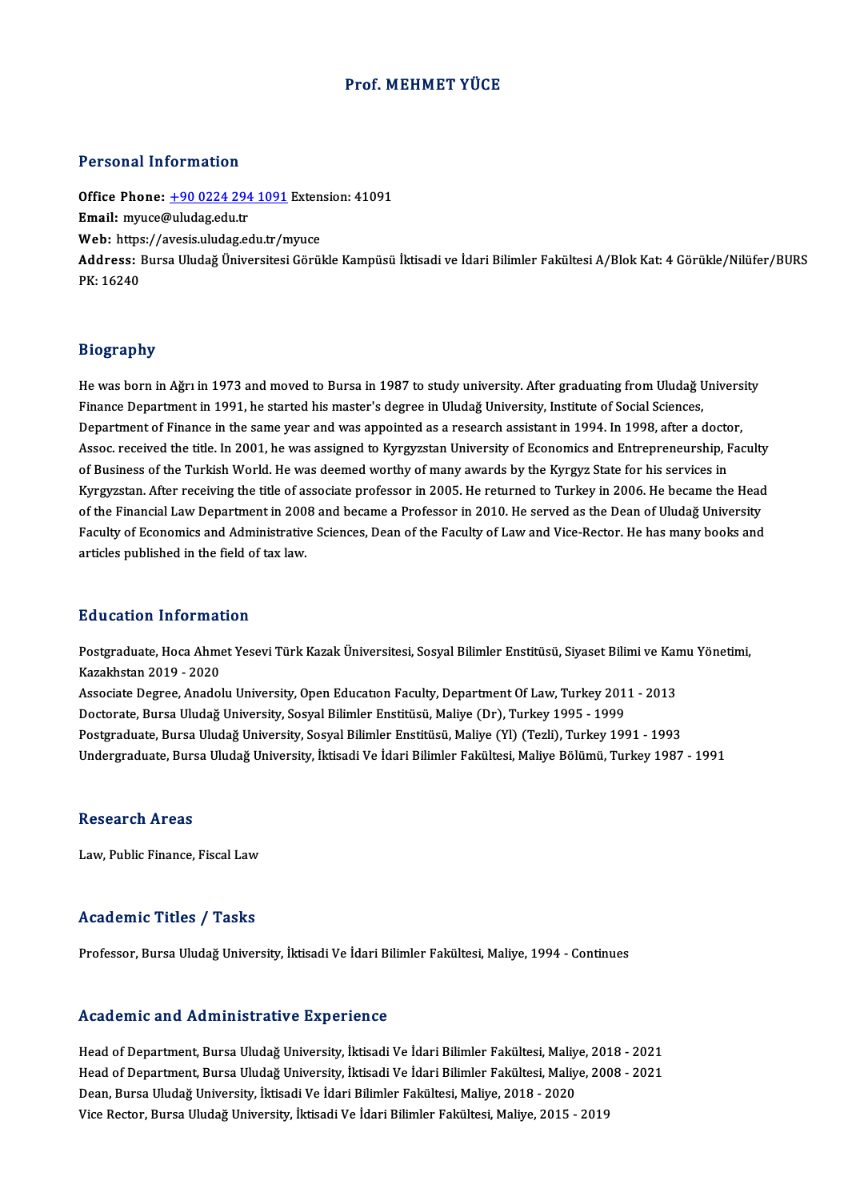# Prof. MEHMET YÜCE

## Personal Information

**Office Phone:** +90 0224 294 1091 Extension: 41091
**Email:** myuce@uludag.edu.tr
**Web:** https://avesis.uludag.edu.tr/myuce
**Address:** Bursa Uludağ Üniversitesi Görükle Kampüsü İktisadi ve İdari Bilimler Fakültesi A/Blok Kat: 4 Görükle/Nilüfer/BURS PK: 16240

## Biography

He was born in Ağrı in 1973 and moved to Bursa in 1987 to study university. After graduating from Uludağ University Finance Department in 1991, he started his master's degree in Uludağ University, Institute of Social Sciences, Department of Finance in the same year and was appointed as a research assistant in 1994. In 1998, after a doctor, Assoc. received the title. In 2001, he was assigned to Kyrgyzstan University of Economics and Entrepreneurship, Faculty of Business of the Turkish World. He was deemed worthy of many awards by the Kyrgyz State for his services in Kyrgyzstan. After receiving the title of associate professor in 2005. He returned to Turkey in 2006. He became the Head of the Financial Law Department in 2008 and became a Professor in 2010. He served as the Dean of Uludağ University Faculty of Economics and Administrative Sciences, Dean of the Faculty of Law and Vice-Rector. He has many books and articles published in the field of tax law.

## Education Information

Postgraduate, Hoca Ahmet Yesevi Türk Kazak Üniversitesi, Sosyal Bilimler Enstitüsü, Siyaset Bilimi ve Kamu Yönetimi, Kazakhstan 2019 - 2020
Associate Degree, Anadolu University, Open Educatıon Faculty, Department Of Law, Turkey 2011 - 2013
Doctorate, Bursa Uludağ University, Sosyal Bilimler Enstitüsü, Maliye (Dr), Turkey 1995 - 1999
Postgraduate, Bursa Uludağ University, Sosyal Bilimler Enstitüsü, Maliye (Yl) (Tezli), Turkey 1991 - 1993
Undergraduate, Bursa Uludağ University, İktisadi Ve İdari Bilimler Fakültesi, Maliye Bölümü, Turkey 1987 - 1991

## Research Areas

Law, Public Finance, Fiscal Law

## Academic Titles / Tasks

Professor, Bursa Uludağ University, İktisadi Ve İdari Bilimler Fakültesi, Maliye, 1994 - Continues

## Academic and Administrative Experience

Head of Department, Bursa Uludağ University, İktisadi Ve İdari Bilimler Fakültesi, Maliye, 2018 - 2021
Head of Department, Bursa Uludağ University, İktisadi Ve İdari Bilimler Fakültesi, Maliye, 2008 - 2021
Dean, Bursa Uludağ University, İktisadi Ve İdari Bilimler Fakültesi, Maliye, 2018 - 2020
Vice Rector, Bursa Uludağ University, İktisadi Ve İdari Bilimler Fakültesi, Maliye, 2015 - 2019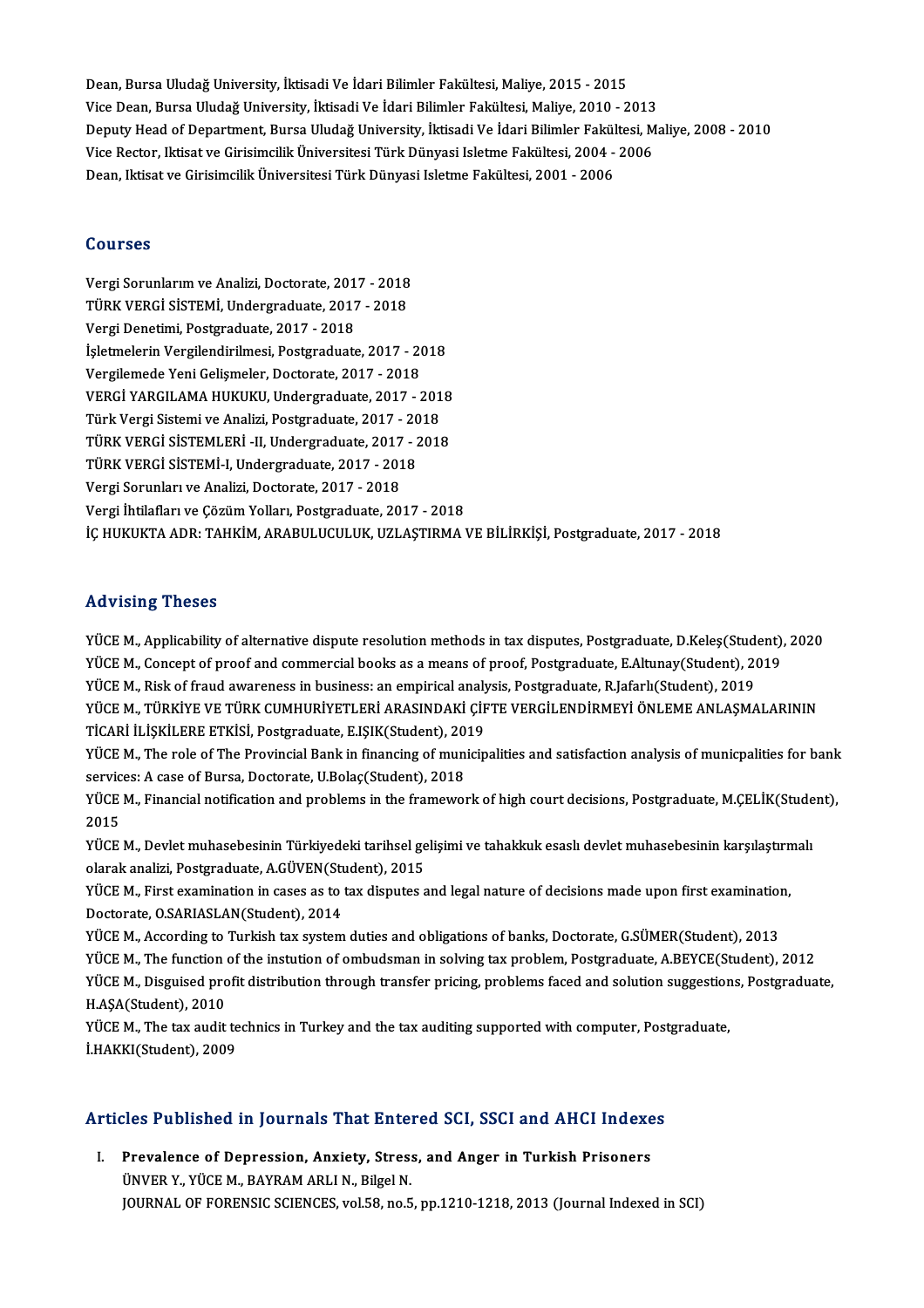Dean, Bursa Uludağ University, İktisadi Ve İdari Bilimler Fakültesi, Maliye, 2015 - 2015
Vice Dean, Bursa Uludağ University, İktisadi Ve İdari Bilimler Fakültesi, Maliye, 2010 - 2013
Deputy Head of Department, Bursa Uludağ University, İktisadi Ve İdari Bilimler Fakültesi, Maliye, 2008 - 2010
Vice Rector, Iktisat ve Girisimcilik Üniversitesi Türk Dünyasi Isletme Fakültesi, 2004 - 2006
Dean, Iktisat ve Girisimcilik Üniversitesi Türk Dünyasi Isletme Fakültesi, 2001 - 2006

## Courses

Vergi Sorunlarım ve Analizi, Doctorate, 2017 - 2018
TÜRK VERGİ SİSTEMİ, Undergraduate, 2017 - 2018
Vergi Denetimi, Postgraduate, 2017 - 2018
İşletmelerin Vergilendirilmesi, Postgraduate, 2017 - 2018
Vergilemede Yeni Gelişmeler, Doctorate, 2017 - 2018
VERGİ YARGILAMA HUKUKU, Undergraduate, 2017 - 2018
Türk Vergi Sistemi ve Analizi, Postgraduate, 2017 - 2018
TÜRK VERGİ SİSTEMLERİ -II, Undergraduate, 2017 - 2018
TÜRK VERGİ SİSTEMİ-I, Undergraduate, 2017 - 2018
Vergi Sorunları ve Analizi, Doctorate, 2017 - 2018
Vergi İhtilafları ve Çözüm Yolları, Postgraduate, 2017 - 2018
İÇ HUKUKTA ADR: TAHKİM, ARABULUCULUK, UZLAŞTIRMA VE BİLİRKİŞİ, Postgraduate, 2017 - 2018

## Advising Theses

YÜCE M., Applicability of alternative dispute resolution methods in tax disputes, Postgraduate, D.Keleş(Student), 2020
YÜCE M., Concept of proof and commercial books as a means of proof, Postgraduate, E.Altunay(Student), 2019
YÜCE M., Risk of fraud awareness in business: an empirical analysis, Postgraduate, R.Jafarlı(Student), 2019
YÜCE M., TÜRKİYE VE TÜRK CUMHURİYETLERİ ARASINDAKİ ÇİFTE VERGİLENDİRMEYİ ÖNLEME ANLAŞMALARININ TİCARİ İLİŞKİLERE ETKİSİ, Postgraduate, E.IŞIK(Student), 2019
YÜCE M., The role of The Provincial Bank in financing of municipalities and satisfaction analysis of municpalities for bank services: A case of Bursa, Doctorate, U.Bolaç(Student), 2018
YÜCE M., Financial notification and problems in the framework of high court decisions, Postgraduate, M.ÇELİK(Student), 2015
YÜCE M., Devlet muhasebesinin Türkiyedeki tarihsel gelişimi ve tahakkuk esaslı devlet muhasebesinin karşılaştırmalı olarak analizi, Postgraduate, A.GÜVEN(Student), 2015
YÜCE M., First examination in cases as to tax disputes and legal nature of decisions made upon first examination, Doctorate, O.SARIASLAN(Student), 2014
YÜCE M., According to Turkish tax system duties and obligations of banks, Doctorate, G.SÜMER(Student), 2013
YÜCE M., The function of the instution of ombudsman in solving tax problem, Postgraduate, A.BEYCE(Student), 2012
YÜCE M., Disguised profit distribution through transfer pricing, problems faced and solution suggestions, Postgraduate, H.AŞA(Student), 2010
YÜCE M., The tax audit technics in Turkey and the tax auditing supported with computer, Postgraduate, İ.HAKKI(Student), 2009

## Articles Published in Journals That Entered SCI, SSCI and AHCI Indexes

I. **Prevalence of Depression, Anxiety, Stress, and Anger in Turkish Prisoners**
ÜNVER Y., YÜCE M., BAYRAM ARLI N., Bilgel N.
JOURNAL OF FORENSIC SCIENCES, vol.58, no.5, pp.1210-1218, 2013 (Journal Indexed in SCI)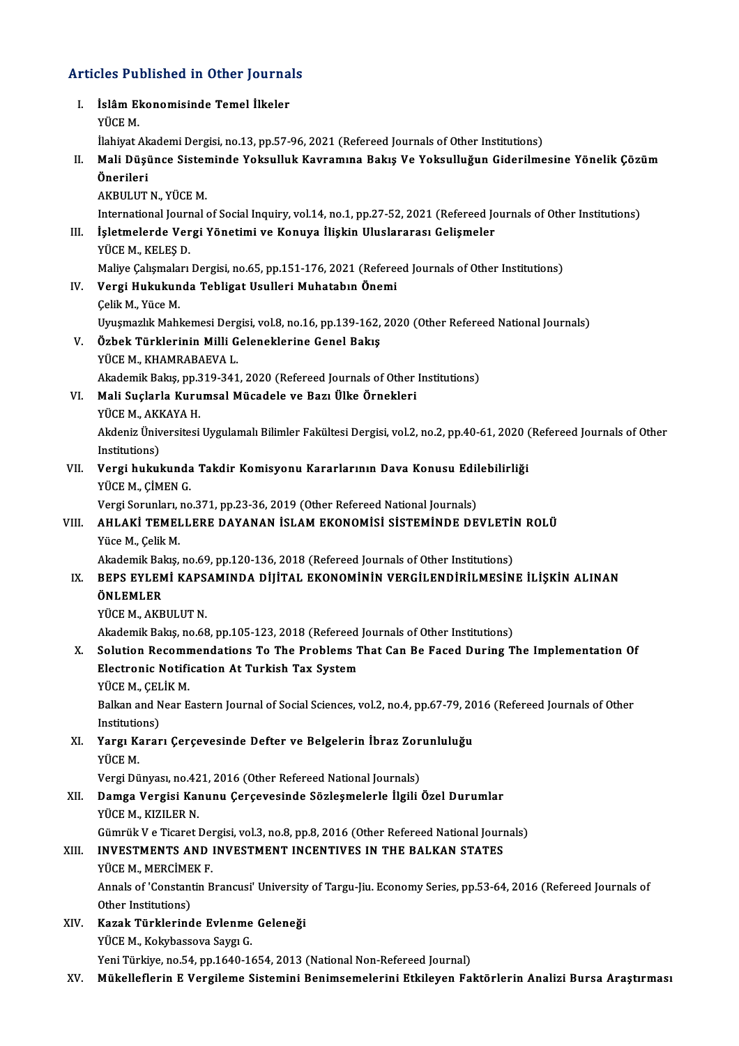## Articles Published in Other Journals

I. **İslâm Ekonomisinde Temel İlkeler**
YÜCE M.
İlahiyat Akademi Dergisi, no.13, pp.57-96, 2021 (Refereed Journals of Other Institutions)

II. **Mali Düşünce Sisteminde Yoksulluk Kavramına Bakış Ve Yoksulluğun Giderilmesine Yönelik Çözüm Önerileri**
AKBULUT N., YÜCE M.
International Journal of Social Inquiry, vol.14, no.1, pp.27-52, 2021 (Refereed Journals of Other Institutions)

III. **İşletmelerde Vergi Yönetimi ve Konuya İlişkin Uluslararası Gelişmeler**
YÜCE M., KELEŞ D.
Maliye Çalışmaları Dergisi, no.65, pp.151-176, 2021 (Refereed Journals of Other Institutions)

IV. **Vergi Hukukunda Tebligat Usulleri Muhatabın Önemi**
Çelik M., Yüce M.
Uyuşmazlık Mahkemesi Dergisi, vol.8, no.16, pp.139-162, 2020 (Other Refereed National Journals)

V. **Özbek Türklerinin Milli Geleneklerine Genel Bakış**
YÜCE M., KHAMRABAEVA L.
Akademik Bakış, pp.319-341, 2020 (Refereed Journals of Other Institutions)

VI. **Mali Suçlarla Kurumsal Mücadele ve Bazı Ülke Örnekleri**
YÜCE M., AKKAYA H.
Akdeniz Üniversitesi Uygulamalı Bilimler Fakültesi Dergisi, vol.2, no.2, pp.40-61, 2020 (Refereed Journals of Other Institutions)

VII. **Vergi hukukunda Takdir Komisyonu Kararlarının Dava Konusu Edilebilirliği**
YÜCE M., ÇİMEN G.
Vergi Sorunları, no.371, pp.23-36, 2019 (Other Refereed National Journals)

VIII. **AHLAKİ TEMELLERE DAYANAN İSLAM EKONOMİSİ SİSTEMİNDE DEVLETİN ROLÜ**
Yüce M., Çelik M.
Akademik Bakış, no.69, pp.120-136, 2018 (Refereed Journals of Other Institutions)

IX. **BEPS EYLEMİ KAPSAMINDA DİJİTAL EKONOMİNİN VERGİLENDİRİLMESİNE İLİŞKİN ALINAN ÖNLEMLER**
YÜCE M., AKBULUT N.
Akademik Bakış, no.68, pp.105-123, 2018 (Refereed Journals of Other Institutions)

X. **Solution Recommendations To The Problems That Can Be Faced During The Implementation Of Electronic Notification At Turkish Tax System**
YÜCE M., ÇELİK M.
Balkan and Near Eastern Journal of Social Sciences, vol.2, no.4, pp.67-79, 2016 (Refereed Journals of Other Institutions)

XI. **Yargı Kararı Çerçevesinde Defter ve Belgelerin İbraz Zorunluluğu**
YÜCE M.
Vergi Dünyası, no.421, 2016 (Other Refereed National Journals)

XII. **Damga Vergisi Kanunu Çerçevesinde Sözleşmelerle İlgili Özel Durumlar**
YÜCE M., KIZILER N.
Gümrük V e Ticaret Dergisi, vol.3, no.8, pp.8, 2016 (Other Refereed National Journals)

XIII. **INVESTMENTS AND INVESTMENT INCENTIVES IN THE BALKAN STATES**
YÜCE M., MERCİMEK F.
Annals of 'Constantin Brancusi' University of Targu-Jiu. Economy Series, pp.53-64, 2016 (Refereed Journals of Other Institutions)

XIV. **Kazak Türklerinde Evlenme Geleneği**
YÜCE M., Kokybassova Saygı G.
Yeni Türkiye, no.54, pp.1640-1654, 2013 (National Non-Refereed Journal)

XV. **Mükelleflerin E Vergileme Sistemini Benimsemelerini Etkileyen Faktörlerin Analizi Bursa Araştırması**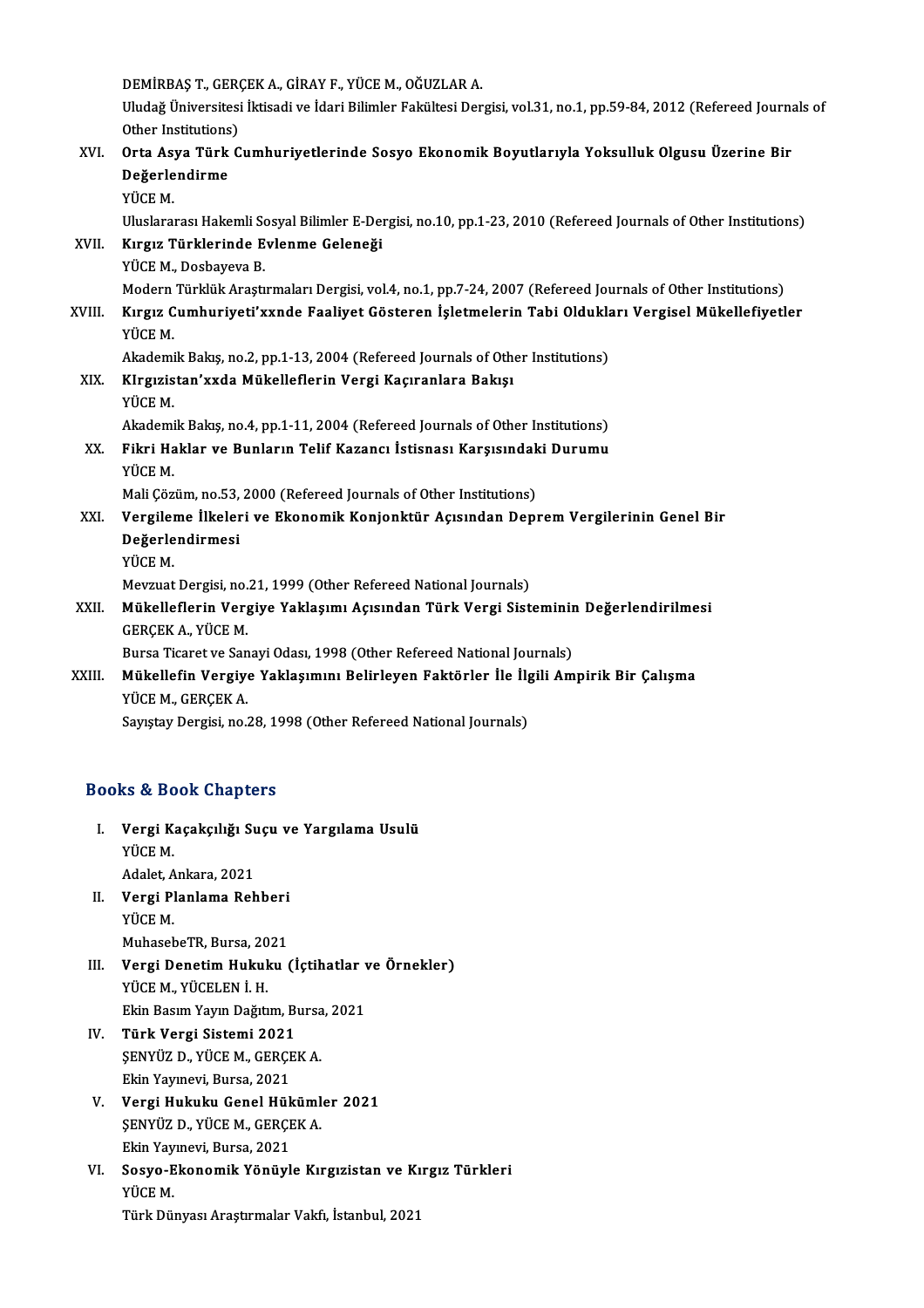DEMİRBAŞ T., GERÇEK A., GİRAY F., YÜCE M., OĞUZLAR A.
Uludağ Üniversitesi İktisadi ve İdari Bilimler Fakültesi Dergisi, vol.31, no.1, pp.59-84, 2012 (Refereed Journals of Other Institutions)

XVI. **Orta Asya Türk Cumhuriyetlerinde Sosyo Ekonomik Boyutlarıyla Yoksulluk Olgusu Üzerine Bir Değerlendirme**
YÜCE M.
Uluslararası Hakemli Sosyal Bilimler E-Dergisi, no.10, pp.1-23, 2010 (Refereed Journals of Other Institutions)

XVII. **Kırgız Türklerinde Evlenme Geleneği**
YÜCE M., Dosbayeva B.
Modern Türklük Araştırmaları Dergisi, vol.4, no.1, pp.7-24, 2007 (Refereed Journals of Other Institutions)

XVIII. **Kırgız Cumhuriyeti'xxnde Faaliyet Gösteren İşletmelerin Tabi Oldukları Vergisel Mükellefiyetler**
YÜCE M.
Akademik Bakış, no.2, pp.1-13, 2004 (Refereed Journals of Other Institutions)

XIX. **KIrgızistan'xxda Mükelleflerin Vergi Kaçıranlara Bakışı**
YÜCE M.
Akademik Bakış, no.4, pp.1-11, 2004 (Refereed Journals of Other Institutions)

XX. **Fikri Haklar ve Bunların Telif Kazancı İstisnası Karşısındaki Durumu**
YÜCE M.
Mali Çözüm, no.53, 2000 (Refereed Journals of Other Institutions)

XXI. **Vergileme İlkeleri ve Ekonomik Konjonktür Açısından Deprem Vergilerinin Genel Bir Değerlendirmesi**
YÜCE M.
Mevzuat Dergisi, no.21, 1999 (Other Refereed National Journals)

XXII. **Mükelleflerin Vergiye Yaklaşımı Açısından Türk Vergi Sisteminin Değerlendirilmesi**
GERÇEK A., YÜCE M.
Bursa Ticaret ve Sanayi Odası, 1998 (Other Refereed National Journals)

XXIII. **Mükellefin Vergiye Yaklaşımını Belirleyen Faktörler İle İlgili Ampirik Bir Çalışma**
YÜCE M., GERÇEK A.
Sayıştay Dergisi, no.28, 1998 (Other Refereed National Journals)

## Books & Book Chapters

I. **Vergi Kaçakçılığı Suçu ve Yargılama Usulü**
YÜCE M.
Adalet, Ankara, 2021

II. **Vergi Planlama Rehberi**
YÜCE M.
MuhasebeTR, Bursa, 2021

III. **Vergi Denetim Hukuku (İçtihatlar ve Örnekler)**
YÜCE M., YÜCELEN İ. H.
Ekin Basım Yayın Dağıtım, Bursa, 2021

IV. **Türk Vergi Sistemi 2021**
ŞENYÜZ D., YÜCE M., GERÇEK A.
Ekin Yayınevi, Bursa, 2021

V. **Vergi Hukuku Genel Hükümler 2021**
ŞENYÜZ D., YÜCE M., GERÇEK A.
Ekin Yayınevi, Bursa, 2021

VI. **Sosyo-Ekonomik Yönüyle Kırgızistan ve Kırgız Türkleri**
YÜCE M.
Türk Dünyası Araştırmalar Vakfı, İstanbul, 2021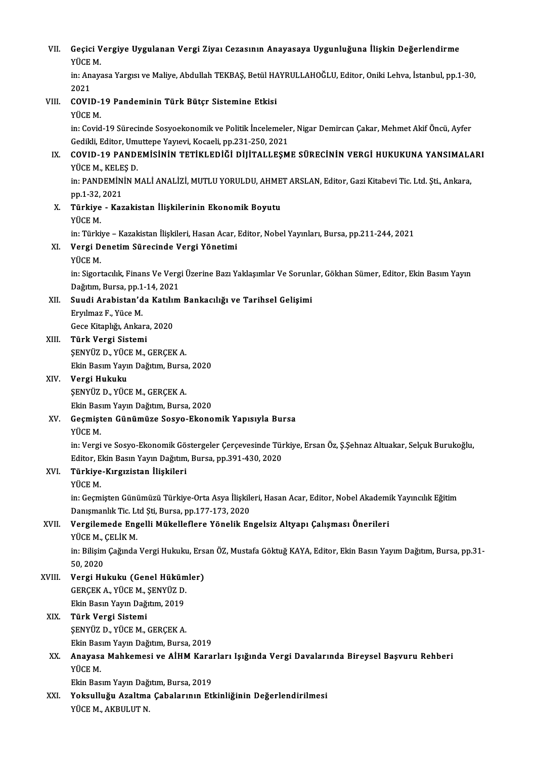VII. **Geçici Vergiye Uygulanan Vergi Ziyaı Cezasının Anayasaya Uygunluğuna İlişkin Değerlendirme**
YÜCE M.
in: Anayasa Yargısı ve Maliye, Abdullah TEKBAŞ, Betül HAYRULLAHOĞLU, Editor, Oniki Lehva, İstanbul, pp.1-30, 2021

VIII. **COVID-19 Pandeminin Türk Bütçr Sistemine Etkisi**
YÜCE M.
in: Covid-19 Sürecinde Sosyoekonomik ve Politik İncelemeler, Nigar Demircan Çakar, Mehmet Akif Öncü, Ayfer Gedikli, Editor, Umuttepe Yayıevi, Kocaeli, pp.231-250, 2021

IX. **COVID-19 PANDEMİSİNİN TETİKLEDİĞİ DİJİTALLEŞME SÜRECİNİN VERGİ HUKUKUNA YANSIMALARI**
YÜCE M., KELEŞ D.
in: PANDEMİNİN MALİ ANALİZİ, MUTLU YORULDU, AHMET ARSLAN, Editor, Gazi Kitabevi Tic. Ltd. Şti., Ankara, pp.1-32, 2021

X. **Türkiye - Kazakistan İlişkilerinin Ekonomik Boyutu**
YÜCE M.
in: Türkiye – Kazakistan İlişkileri, Hasan Acar, Editor, Nobel Yayınları, Bursa, pp.211-244, 2021

XI. **Vergi Denetim Sürecinde Vergi Yönetimi**
YÜCE M.
in: Sigortacılık, Finans Ve Vergi Üzerine Bazı Yaklaşımlar Ve Sorunlar, Gökhan Sümer, Editor, Ekin Basım Yayın Dağıtım, Bursa, pp.1-14, 2021

XII. **Suudi Arabistan'da Katılım Bankacılığı ve Tarihsel Gelişimi**
Eryılmaz F., Yüce M.
Gece Kitaplığı, Ankara, 2020

XIII. **Türk Vergi Sistemi**
ŞENYÜZ D., YÜCE M., GERÇEK A.
Ekin Basım Yayın Dağıtım, Bursa, 2020

XIV. **Vergi Hukuku**
ŞENYÜZ D., YÜCE M., GERÇEK A.
Ekin Basım Yayın Dağıtım, Bursa, 2020

XV. **Geçmişten Günümüze Sosyo-Ekonomik Yapısıyla Bursa**
YÜCE M.
in: Vergi ve Sosyo-Ekonomik Göstergeler Çerçevesinde Türkiye, Ersan Öz, Ş.Şehnaz Altuakar, Selçuk Burukoğlu, Editor, Ekin Basın Yayın Dağıtım, Bursa, pp.391-430, 2020

XVI. **Türkiye-Kırgızistan İlişkileri**
YÜCE M.
in: Geçmişten Günümüzü Türkiye-Orta Asya İlişkileri, Hasan Acar, Editor, Nobel Akademik Yayıncılık Eğitim Danışmanlık Tic. Ltd Şti, Bursa, pp.177-173, 2020

XVII. **Vergilemede Engelli Mükelleflere Yönelik Engelsiz Altyapı Çalışması Önerileri**
YÜCE M., ÇELİK M.
in: Bilişim Çağında Vergi Hukuku, Ersan ÖZ, Mustafa Göktuğ KAYA, Editor, Ekin Basın Yayım Dağıtım, Bursa, pp.31-50, 2020

XVIII. **Vergi Hukuku (Genel Hükümler)**
GERÇEK A., YÜCE M., ŞENYÜZ D.
Ekin Basın Yayın Dağıtım, 2019

XIX. **Türk Vergi Sistemi**
ŞENYÜZ D., YÜCE M., GERÇEK A.
Ekin Basım Yayın Dağıtım, Bursa, 2019

XX. **Anayasa Mahkemesi ve AİHM Kararları Işığında Vergi Davalarında Bireysel Başvuru Rehberi**
YÜCE M.
Ekin Basım Yayın Dağıtım, Bursa, 2019

XXI. **Yoksulluğu Azaltma Çabalarının Etkinliğinin Değerlendirilmesi**
YÜCE M., AKBULUT N.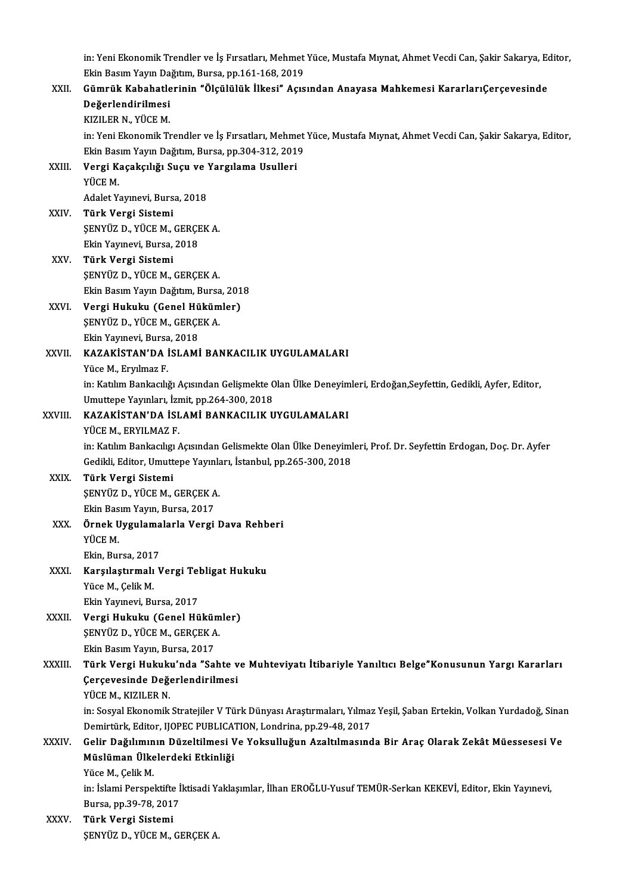in: Yeni Ekonomik Trendler ve İş Fırsatları, Mehmet Yüce, Mustafa Mıynat, Ahmet Vecdi Can, Şakir Sakarya, Editor, Ekin Basım Yayın Dağıtım, Bursa, pp.161-168, 2019

XXII. **Gümrük Kabahatlerinin "Ölçülülük İlkesi" Açısından Anayasa Mahkemesi KararlarıÇerçevesinde Değerlendirilmesi**
KIZILER N., YÜCE M.
in: Yeni Ekonomik Trendler ve İş Fırsatları, Mehmet Yüce, Mustafa Mıynat, Ahmet Vecdi Can, Şakir Sakarya, Editor, Ekin Basım Yayın Dağıtım, Bursa, pp.304-312, 2019

XXIII. **Vergi Kaçakçılığı Suçu ve Yargılama Usulleri**
YÜCE M.
Adalet Yayınevi, Bursa, 2018

XXIV. **Türk Vergi Sistemi**
ŞENYÜZ D., YÜCE M., GERÇEK A.
Ekin Yayınevi, Bursa, 2018

XXV. **Türk Vergi Sistemi**
ŞENYÜZ D., YÜCE M., GERÇEK A.
Ekin Basım Yayın Dağıtım, Bursa, 2018

XXVI. **Vergi Hukuku (Genel Hükümler)**
ŞENYÜZ D., YÜCE M., GERÇEK A.
Ekin Yayınevi, Bursa, 2018

XXVII. **KAZAKİSTAN'DA İSLAMİ BANKACILIK UYGULAMALARI**
Yüce M., Eryılmaz F.
in: Katılım Bankacılığı Açısından Gelişmekte Olan Ülke Deneyimleri, Erdoğan,Seyfettin, Gedikli, Ayfer, Editor, Umuttepe Yayınları, İzmit, pp.264-300, 2018

XXVIII. **KAZAKİSTAN'DA İSLAMİ BANKACILIK UYGULAMALARI**
YÜCE M., ERYILMAZ F.
in: Katılım Bankacılıgı Açısından Gelismekte Olan Ülke Deneyimleri, Prof. Dr. Seyfettin Erdogan, Doç. Dr. Ayfer Gedikli, Editor, Umuttepe Yayınları, İstanbul, pp.265-300, 2018

XXIX. **Türk Vergi Sistemi**
ŞENYÜZ D., YÜCE M., GERÇEK A.
Ekin Basım Yayın, Bursa, 2017

XXX. **Örnek Uygulamalarla Vergi Dava Rehberi**
YÜCE M.
Ekin, Bursa, 2017

XXXI. **Karşılaştırmalı Vergi Tebligat Hukuku**
Yüce M., Çelik M.
Ekin Yayınevi, Bursa, 2017

XXXII. **Vergi Hukuku (Genel Hükümler)**
ŞENYÜZ D., YÜCE M., GERÇEK A.
Ekin Basım Yayın, Bursa, 2017

XXXIII. **Türk Vergi Hukuku'nda "Sahte ve Muhteviyatı İtibariyle Yanıltıcı Belge"Konusunun Yargı Kararları Çerçevesinde Değerlendirilmesi**
YÜCE M., KIZILER N.
in: Sosyal Ekonomik Stratejiler V Türk Dünyası Araştırmaları, Yılmaz Yeşil, Şaban Ertekin, Volkan Yurdadoğ, Sinan Demirtürk, Editor, IJOPEC PUBLICATION, Londrina, pp.29-48, 2017

XXXIV. **Gelir Dağılımının Düzeltilmesi Ve Yoksulluğun Azaltılmasında Bir Araç Olarak Zekât Müessesesi Ve Müslüman Ülkelerdeki Etkinliği**
Yüce M., Çelik M.
in: İslami Perspektifte İktisadi Yaklaşımlar, İlhan EROĞLU-Yusuf TEMÜR-Serkan KEKEVİ, Editor, Ekin Yayınevi, Bursa, pp.39-78, 2017

XXXV. **Türk Vergi Sistemi**
ŞENYÜZ D., YÜCE M., GERÇEK A.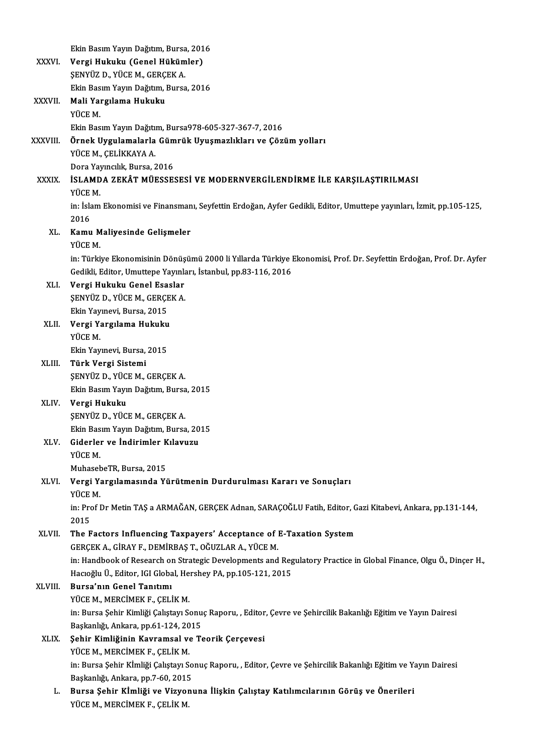Ekin Basım Yayın Dağıtım, Bursa, 2016

XXXVI. **Vergi Hukuku (Genel Hükümler)**
ŞENYÜZ D., YÜCE M., GERÇEK A.
Ekin Basım Yayın Dağıtım, Bursa, 2016

XXXVII. **Mali Yargılama Hukuku**
YÜCE M.
Ekin Basım Yayın Dağıtım, Bursa978-605-327-367-7, 2016

XXXVIII. **Örnek Uygulamalarla Gümrük Uyuşmazlıkları ve Çözüm yolları**
YÜCE M., ÇELİKKAYA A.
Dora Yayıncılık, Bursa, 2016

XXXIX. **İSLAMDA ZEKÂT MÜESSESESİ VE MODERNVERGİLENDİRME İLE KARŞILAŞTIRILMASI**
YÜCE M.
in: İslam Ekonomisi ve Finansmanı, Seyfettin Erdoğan, Ayfer Gedikli, Editor, Umuttepe yayınları, İzmit, pp.105-125, 2016

XL. **Kamu Maliyesinde Gelişmeler**
YÜCE M.
in: Türkiye Ekonomisinin Dönüşümü 2000 li Yıllarda Türkiye Ekonomisi, Prof. Dr. Seyfettin Erdoğan, Prof. Dr. Ayfer Gedikli, Editor, Umuttepe Yayınları, İstanbul, pp.83-116, 2016

XLI. **Vergi Hukuku Genel Esaslar**
ŞENYÜZ D., YÜCE M., GERÇEK A.
Ekin Yayınevi, Bursa, 2015

XLII. **Vergi Yargılama Hukuku**
YÜCE M.
Ekin Yayınevi, Bursa, 2015

XLIII. **Türk Vergi Sistemi**
ŞENYÜZ D., YÜCE M., GERÇEK A.
Ekin Basım Yayın Dağıtım, Bursa, 2015

XLIV. **Vergi Hukuku**
ŞENYÜZ D., YÜCE M., GERÇEK A.
Ekin Basım Yayın Dağıtım, Bursa, 2015

XLV. **Giderler ve İndirimler Kılavuzu**
YÜCE M.
MuhasebeTR, Bursa, 2015

XLVI. **Vergi Yargılamasında Yürütmenin Durdurulması Kararı ve Sonuçları**
YÜCE M.
in: Prof Dr Metin TAŞ a ARMAĞAN, GERÇEK Adnan, SARAÇOĞLU Fatih, Editor, Gazi Kitabevi, Ankara, pp.131-144, 2015

XLVII. **The Factors Influencing Taxpayers' Acceptance of E-Taxation System**
GERÇEK A., GİRAY F., DEMİRBAŞ T., OĞUZLAR A., YÜCE M.
in: Handbook of Research on Strategic Developments and Regulatory Practice in Global Finance, Olgu Ö., Dinçer H., Hacıoğlu Ü., Editor, IGI Global, Hershey PA, pp.105-121, 2015

XLVIII. **Bursa'nın Genel Tanıtımı**
YÜCE M., MERCİMEK F., ÇELİK M.
in: Bursa Şehir Kimliği Çalıştayı Sonuç Raporu, , Editor, Çevre ve Şehircilik Bakanlığı Eğitim ve Yayın Dairesi Başkanlığı, Ankara, pp.61-124, 2015

XLIX. **Şehir Kimliğinin Kavramsal ve Teorik Çerçevesi**
YÜCE M., MERCİMEK F., ÇELİK M.
in: Bursa Şehir Kİmliği Çalıştayı Sonuç Raporu, , Editor, Çevre ve Şehircilik Bakanlığı Eğitim ve Yayın Dairesi Başkanlığı, Ankara, pp.7-60, 2015

L. **Bursa Şehir Kİmliği ve Vizyonuna İlişkin Çalıştay Katılımcılarının Görüş ve Önerileri**
YÜCE M., MERCİMEK F., ÇELİK M.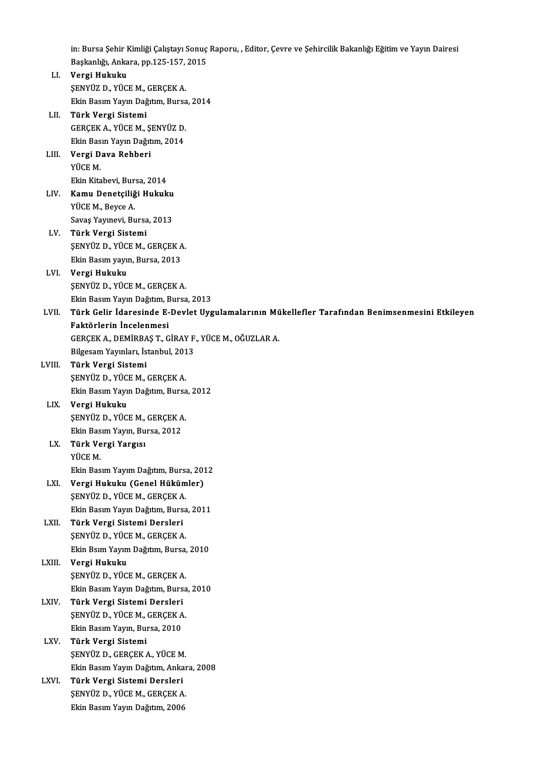in: Bursa Şehir Kimliği Çalıştayı Sonuç Raporu, , Editor, Çevre ve Şehircilik Bakanlığı Eğitim ve Yayın Dairesi Başkanlığı, Ankara, pp.125-157, 2015

LI. **Vergi Hukuku**
ŞENYÜZ D., YÜCE M., GERÇEK A.
Ekin Basım Yayın Dağıtım, Bursa, 2014

LII. **Türk Vergi Sistemi**
GERÇEK A., YÜCE M., ŞENYÜZ D.
Ekin Basın Yayın Dağıtım, 2014

LIII. **Vergi Dava Rehberi**
YÜCE M.
Ekin Kitabevi, Bursa, 2014

LIV. **Kamu Denetçiliği Hukuku**
YÜCE M., Beyce A.
Savaş Yayınevi, Bursa, 2013

LV. **Türk Vergi Sistemi**
ŞENYÜZ D., YÜCE M., GERÇEK A.
Ekin Basım yayın, Bursa, 2013

LVI. **Vergi Hukuku**
ŞENYÜZ D., YÜCE M., GERÇEK A.
Ekin Basım Yayın Dağıtım, Bursa, 2013

LVII. **Türk Gelir İdaresinde E-Devlet Uygulamalarının Mükellefler Tarafından Benimsenmesini Etkileyen Faktörlerin İncelenmesi**
GERÇEK A., DEMİRBAŞ T., GİRAY F., YÜCE M., OĞUZLAR A.
Bilgesam Yayınları, İstanbul, 2013

LVIII. **Türk Vergi Sistemi**
ŞENYÜZ D., YÜCE M., GERÇEK A.
Ekin Basım Yayın Dağıtım, Bursa, 2012

LIX. **Vergi Hukuku**
ŞENYÜZ D., YÜCE M., GERÇEK A.
Ekin Basım Yayın, Bursa, 2012

LX. **Türk Vergi Yargısı**
YÜCE M.
Ekin Basım Yayım Dağıtım, Bursa, 2012

LXI. **Vergi Hukuku (Genel Hükümler)**
ŞENYÜZ D., YÜCE M., GERÇEK A.
Ekin Basım Yayın Dağıtım, Bursa, 2011

LXII. **Türk Vergi Sistemi Dersleri**
ŞENYÜZ D., YÜCE M., GERÇEK A.
Ekin Bsım Yayım Dağıtım, Bursa, 2010

LXIII. **Vergi Hukuku**
ŞENYÜZ D., YÜCE M., GERÇEK A.
Ekin Basım Yayın Dağıtım, Bursa, 2010

LXIV. **Türk Vergi Sistemi Dersleri**
ŞENYÜZ D., YÜCE M., GERÇEK A.
Ekin Basım Yayın, Bursa, 2010

LXV. **Türk Vergi Sistemi**
ŞENYÜZ D., GERÇEK A., YÜCE M.
Ekin Basım Yayın Dağıtım, Ankara, 2008

LXVI. **Türk Vergi Sistemi Dersleri**
ŞENYÜZ D., YÜCE M., GERÇEK A.
Ekin Basım Yayın Dağıtım, 2006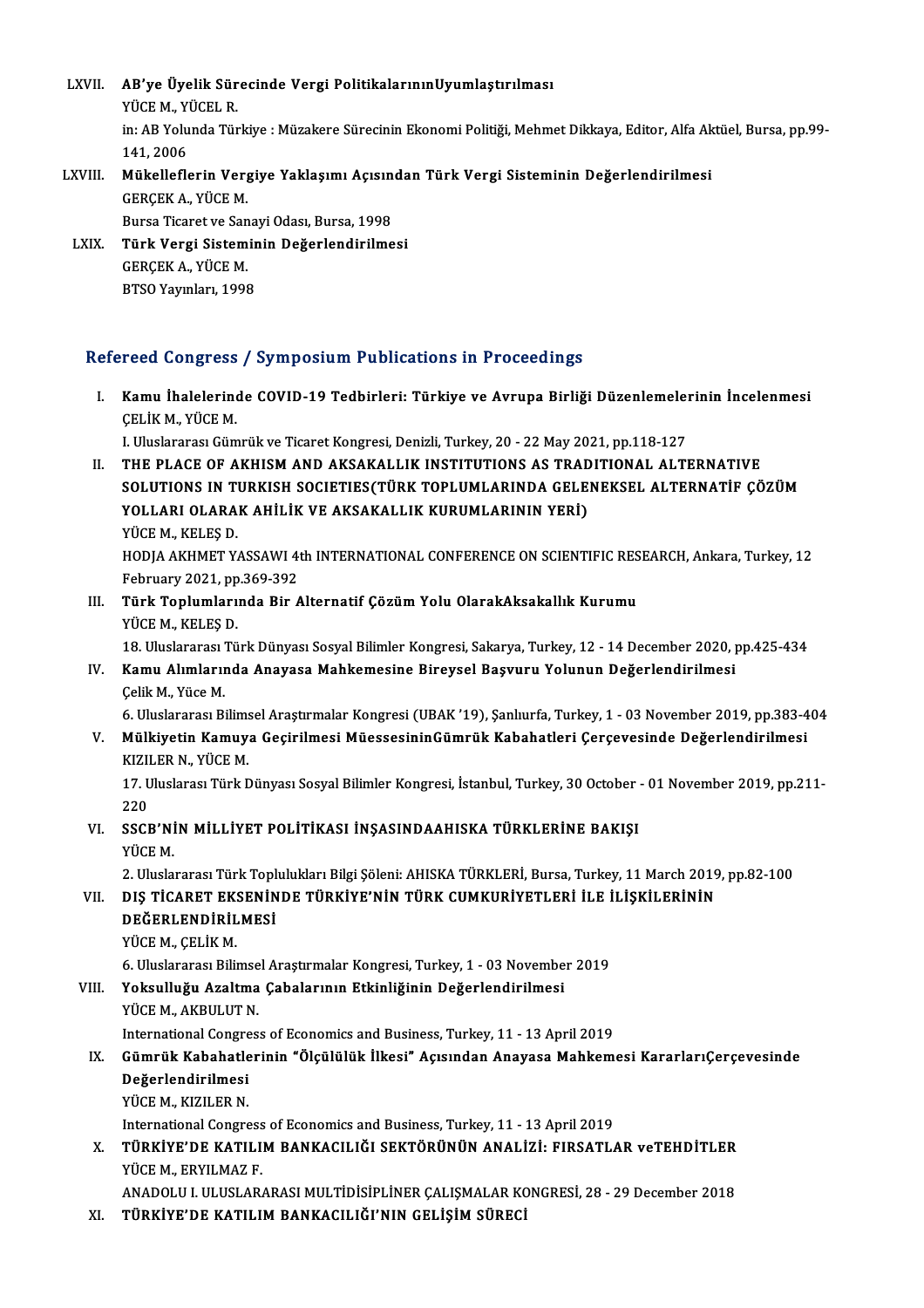LXVII. **AB'ye Üyelik Sürecinde Vergi PolitikalarınınUyumlaştırılması**
YÜCE M., YÜCEL R.
in: AB Yolunda Türkiye : Müzakere Sürecinin Ekonomi Politiği, Mehmet Dikkaya, Editor, Alfa Aktüel, Bursa, pp.99-141, 2006

LXVIII. **Mükelleflerin Vergiye Yaklaşımı Açısından Türk Vergi Sisteminin Değerlendirilmesi**
GERÇEK A., YÜCE M.
Bursa Ticaret ve Sanayi Odası, Bursa, 1998

LXIX. **Türk Vergi Sisteminin Değerlendirilmesi**
GERÇEK A., YÜCE M.
BTSO Yayınları, 1998

## Refereed Congress / Symposium Publications in Proceedings

I. **Kamu İhalelerinde COVID-19 Tedbirleri: Türkiye ve Avrupa Birliği Düzenlemelerinin İncelenmesi**
ÇELİK M., YÜCE M.
I. Uluslararası Gümrük ve Ticaret Kongresi, Denizli, Turkey, 20 - 22 May 2021, pp.118-127

II. **THE PLACE OF AKHISM AND AKSAKALLIK INSTITUTIONS AS TRADITIONAL ALTERNATIVE SOLUTIONS IN TURKISH SOCIETIES(TÜRK TOPLUMLARINDA GELENEKSEL ALTERNATİF ÇÖZÜM YOLLARI OLARAK AHİLİK VE AKSAKALLIK KURUMLARININ YERİ)**
YÜCE M., KELEŞ D.
HODJA AKHMET YASSAWI 4th INTERNATIONAL CONFERENCE ON SCIENTIFIC RESEARCH, Ankara, Turkey, 12 February 2021, pp.369-392

III. **Türk Toplumlarında Bir Alternatif Çözüm Yolu OlarakAksakallık Kurumu**
YÜCE M., KELEŞ D.
18. Uluslararası Türk Dünyası Sosyal Bilimler Kongresi, Sakarya, Turkey, 12 - 14 December 2020, pp.425-434

IV. **Kamu Alımlarında Anayasa Mahkemesine Bireysel Başvuru Yolunun Değerlendirilmesi**
Çelik M., Yüce M.
6. Uluslararası Bilimsel Araştırmalar Kongresi (UBAK '19), Şanlıurfa, Turkey, 1 - 03 November 2019, pp.383-404

V. **Mülkiyetin Kamuya Geçirilmesi MüessesininGümrük Kabahatleri Çerçevesinde Değerlendirilmesi**
KIZILER N., YÜCE M.
17. Uluslararası Türk Dünyası Sosyal Bilimler Kongresi, İstanbul, Turkey, 30 October - 01 November 2019, pp.211-220

VI. **SSCB'NİN MİLLİYET POLİTİKASI İNŞASINDAAHISKA TÜRKLERİNE BAKIŞI**
YÜCE M.
2. Uluslararası Türk Toplulukları Bilgi Şöleni: AHISKA TÜRKLERİ, Bursa, Turkey, 11 March 2019, pp.82-100

VII. **DIŞ TİCARET EKSENİNDE TÜRKİYE'NİN TÜRK CUMKURİYETLERİ İLE İLİŞKİLERİNİN DEĞERLENDİRİLMESİ**
YÜCE M., ÇELİK M.
6. Uluslararası Bilimsel Araştırmalar Kongresi, Turkey, 1 - 03 November 2019

VIII. **Yoksulluğu Azaltma Çabalarının Etkinliğinin Değerlendirilmesi**
YÜCE M., AKBULUT N.
International Congress of Economics and Business, Turkey, 11 - 13 April 2019

IX. **Gümrük Kabahatlerinin "Ölçülülük İlkesi" Açısından Anayasa Mahkemesi KararlarıÇerçevesinde Değerlendirilmesi**
YÜCE M., KIZILER N.
International Congress of Economics and Business, Turkey, 11 - 13 April 2019

X. **TÜRKİYE'DE KATILIM BANKACILIĞI SEKTÖRÜNÜN ANALİZİ: FIRSATLAR veTEHDİTLER**
YÜCE M., ERYILMAZ F.
ANADOLU I. ULUSLARARASI MULTİDİSİPLİNER ÇALIŞMALAR KONGRESİ, 28 - 29 December 2018

XI. **TÜRKİYE'DE KATILIM BANKACILIĞI'NIN GELİŞİM SÜRECİ**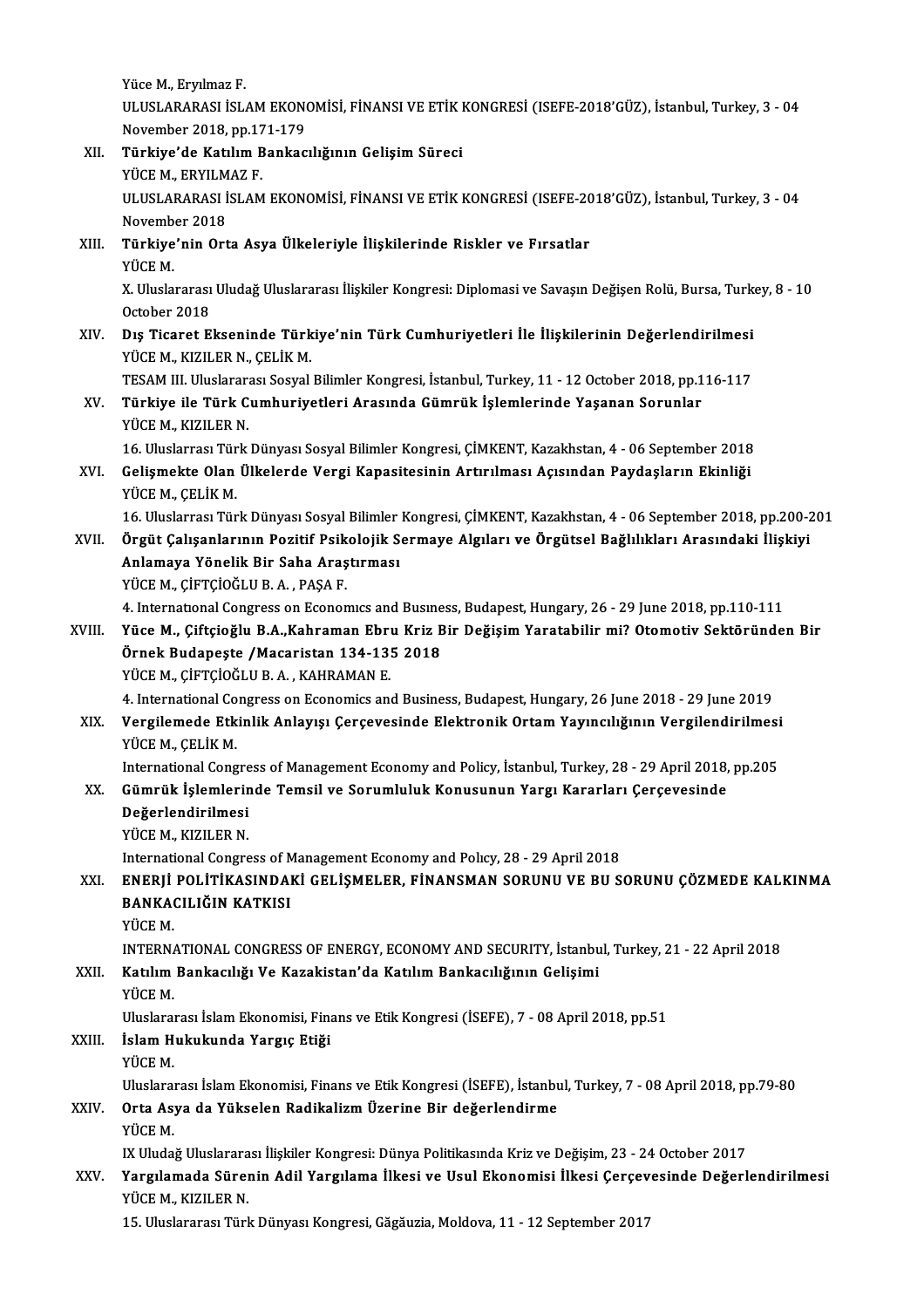Yüce M., Eryılmaz F.
ULUSLARARASI İSLAM EKONOMİSİ, FİNANSI VE ETİK KONGRESİ (ISEFE-2018'GÜZ), İstanbul, Turkey, 3 - 04 November 2018, pp.171-179

XII. **Türkiye'de Katılım Bankacılığının Gelişim Süreci**
YÜCE M., ERYILMAZ F.
ULUSLARARASI İSLAM EKONOMİSİ, FİNANSI VE ETİK KONGRESİ (ISEFE-2018'GÜZ), İstanbul, Turkey, 3 - 04 November 2018

XIII. **Türkiye'nin Orta Asya Ülkeleriyle İlişkilerinde Riskler ve Fırsatlar**
YÜCE M.
X. Uluslararası Uludağ Uluslararası İlişkiler Kongresi: Diplomasi ve Savaşın Değişen Rolü, Bursa, Turkey, 8 - 10 October 2018

XIV. **Dış Ticaret Ekseninde Türkiye'nin Türk Cumhuriyetleri İle İlişkilerinin Değerlendirilmesi**
YÜCE M., KIZILER N., ÇELİK M.
TESAM III. Uluslararası Sosyal Bilimler Kongresi, İstanbul, Turkey, 11 - 12 October 2018, pp.116-117

XV. **Türkiye ile Türk Cumhuriyetleri Arasında Gümrük İşlemlerinde Yaşanan Sorunlar**
YÜCE M., KIZILER N.
16. Uluslarrası Türk Dünyası Sosyal Bilimler Kongresi, ÇİMKENT, Kazakhstan, 4 - 06 September 2018

XVI. **Gelişmekte Olan Ülkelerde Vergi Kapasitesinin Artırılması Açısından Paydaşların Ekinliği**
YÜCE M., ÇELİK M.
16. Uluslarrası Türk Dünyası Sosyal Bilimler Kongresi, ÇİMKENT, Kazakhstan, 4 - 06 September 2018, pp.200-201

XVII. **Örgüt Çalışanlarının Pozitif Psikolojik Sermaye Algıları ve Örgütsel Bağlılıkları Arasındaki İlişkiyi Anlamaya Yönelik Bir Saha Araştırması**
YÜCE M., ÇİFTÇİOĞLU B. A. , PAŞA F.
4. International Congress on Economics and Business, Budapest, Hungary, 26 - 29 June 2018, pp.110-111

XVIII. **Yüce M., Çiftçioğlu B.A.,Kahraman Ebru Kriz Bir Değişim Yaratabilir mi? Otomotiv Sektöründen Bir Örnek Budapeşte /Macaristan 134-135 2018**
YÜCE M., ÇİFTÇİOĞLU B. A. , KAHRAMAN E.
4. International Congress on Economics and Business, Budapest, Hungary, 26 June 2018 - 29 June 2019

XIX. **Vergilemede Etkinlik Anlayışı Çerçevesinde Elektronik Ortam Yayıncılığının Vergilendirilmesi**
YÜCE M., ÇELİK M.
International Congress of Management Economy and Policy, İstanbul, Turkey, 28 - 29 April 2018, pp.205

XX. **Gümrük İşlemlerinde Temsil ve Sorumluluk Konusunun Yargı Kararları Çerçevesinde Değerlendirilmesi**
YÜCE M., KIZILER N.
International Congress of Management Economy and Policy, 28 - 29 April 2018

XXI. **ENERJİ POLİTİKASINDAKİ GELİŞMELER, FİNANSMAN SORUNU VE BU SORUNU ÇÖZMEDE KALKINMA BANKACILIĞIN KATKISI**
YÜCE M.
INTERNATIONAL CONGRESS OF ENERGY, ECONOMY AND SECURITY, İstanbul, Turkey, 21 - 22 April 2018

XXII. **Katılım Bankacılığı Ve Kazakistan'da Katılım Bankacılığının Gelişimi**
YÜCE M.
Uluslararası İslam Ekonomisi, Finans ve Etik Kongresi (İSEFE), 7 - 08 April 2018, pp.51

XXIII. **İslam Hukukunda Yargıç Etiği**
YÜCE M.
Uluslararası İslam Ekonomisi, Finans ve Etik Kongresi (İSEFE), İstanbul, Turkey, 7 - 08 April 2018, pp.79-80

XXIV. **Orta Asya da Yükselen Radikalizm Üzerine Bir değerlendirme**
YÜCE M.
IX Uludağ Uluslararası İlişkiler Kongresi: Dünya Politikasında Kriz ve Değişim, 23 - 24 October 2017

XXV. **Yargılamada Sürenin Adil Yargılama İlkesi ve Usul Ekonomisi İlkesi Çerçevesinde Değerlendirilmesi**
YÜCE M., KIZILER N.
15. Uluslararası Türk Dünyası Kongresi, Găgăuzia, Moldova, 11 - 12 September 2017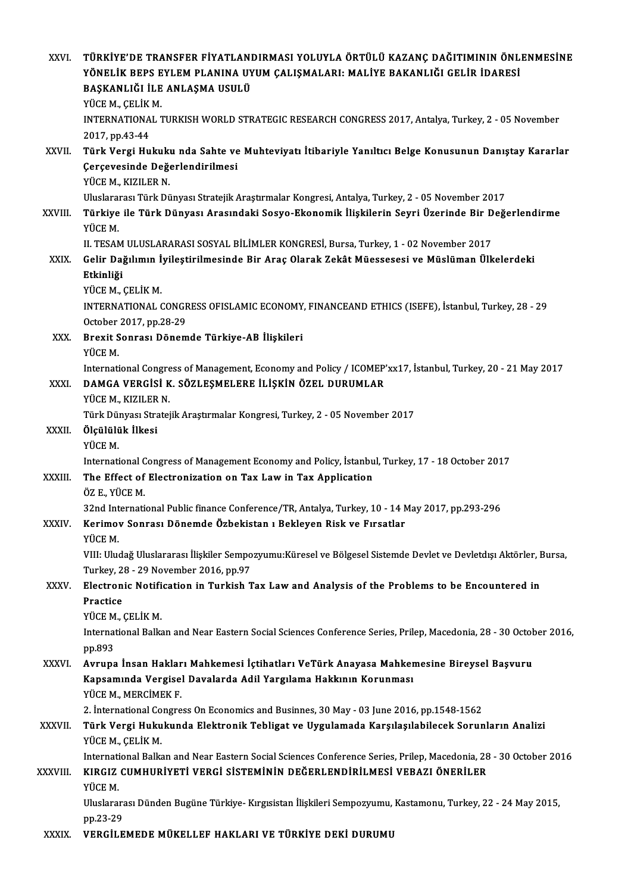XXVI. **TÜRKİYE'DE TRANSFER FİYATLANDIRMASI YOLUYLA ÖRTÜLÜ KAZANÇ DAĞITIMININ ÖNLENMESİNE YÖNELİK BEPS EYLEM PLANINA UYUM ÇALIŞMALARI: MALİYE BAKANLIĞI GELİR İDARESİ BAŞKANLIĞI İLE ANLAŞMA USULÜ**
YÜCE M., ÇELİK M.
INTERNATIONAL TURKISH WORLD STRATEGIC RESEARCH CONGRESS 2017, Antalya, Turkey, 2 - 05 November 2017, pp.43-44

XXVII. **Türk Vergi Hukuku nda Sahte ve Muhteviyatı İtibariyle Yanıltıcı Belge Konusunun Danıştay Kararlar Çerçevesinde Değerlendirilmesi**
YÜCE M., KIZILER N.
Uluslararası Türk Dünyası Stratejik Araştırmalar Kongresi, Antalya, Turkey, 2 - 05 November 2017

XXVIII. **Türkiye ile Türk Dünyası Arasındaki Sosyo-Ekonomik İlişkilerin Seyri Üzerinde Bir Değerlendirme**
YÜCE M.
II. TESAM ULUSLARARASI SOSYAL BİLİMLER KONGRESİ, Bursa, Turkey, 1 - 02 November 2017

XXIX. **Gelir Dağılımın İyileştirilmesinde Bir Araç Olarak Zekât Müessesesi ve Müslüman Ülkelerdeki Etkinliği**
YÜCE M., ÇELİK M.
INTERNATIONAL CONGRESS OFISLAMIC ECONOMY, FINANCEAND ETHICS (ISEFE), İstanbul, Turkey, 28 - 29 October 2017, pp.28-29

XXX. **Brexit Sonrası Dönemde Türkiye-AB İlişkileri**
YÜCE M.
International Congress of Management, Economy and Policy / ICOMEP'xx17, İstanbul, Turkey, 20 - 21 May 2017

XXXI. **DAMGA VERGİSİ K. SÖZLEŞMELERE İLİŞKİN ÖZEL DURUMLAR**
YÜCE M., KIZILER N.
Türk Dünyası Stratejik Araştırmalar Kongresi, Turkey, 2 - 05 November 2017

XXXII. **Ölçülülük İlkesi**
YÜCE M.
International Congress of Management Economy and Policy, İstanbul, Turkey, 17 - 18 October 2017

XXXIII. **The Effect of Electronization on Tax Law in Tax Application**
ÖZ E., YÜCE M.
32nd International Public finance Conference/TR, Antalya, Turkey, 10 - 14 May 2017, pp.293-296

XXXIV. **Kerimov Sonrası Dönemde Özbekistan ı Bekleyen Risk ve Fırsatlar**
YÜCE M.
VIII: Uludağ Uluslararası İlişkiler Sempozyumu:Küresel ve Bölgesel Sistemde Devlet ve Devletdışı Aktörler, Bursa, Turkey, 28 - 29 November 2016, pp.97

XXXV. **Electronic Notification in Turkish Tax Law and Analysis of the Problems to be Encountered in Practice**
YÜCE M., ÇELİK M.
International Balkan and Near Eastern Social Sciences Conference Series, Prilep, Macedonia, 28 - 30 October 2016, pp.893

XXXVI. **Avrupa İnsan Hakları Mahkemesi İçtihatları VeTürk Anayasa Mahkemesine Bireysel Başvuru Kapsamında Vergisel Davalarda Adil Yargılama Hakkının Korunması**
YÜCE M., MERCİMEK F.
2. İnternational Congress On Economics and Businnes, 30 May - 03 June 2016, pp.1548-1562

XXXVII. **Türk Vergi Hukukunda Elektronik Tebligat ve Uygulamada Karşılaşılabilecek Sorunların Analizi**
YÜCE M., ÇELİK M.
International Balkan and Near Eastern Social Sciences Conference Series, Prilep, Macedonia, 28 - 30 October 2016

XXXVIII. **KIRGIZ CUMHURİYETİ VERGİ SİSTEMİNİN DEĞERLENDİRİLMESİ VEBAZI ÖNERİLER**
YÜCE M.
Uluslararası Dünden Bugüne Türkiye- Kırgısistan İlişkileri Sempozyumu, Kastamonu, Turkey, 22 - 24 May 2015, pp.23-29

XXXIX. **VERGİLEMEDE MÜKELLEF HAKLARI VE TÜRKİYE DEKİ DURUMU**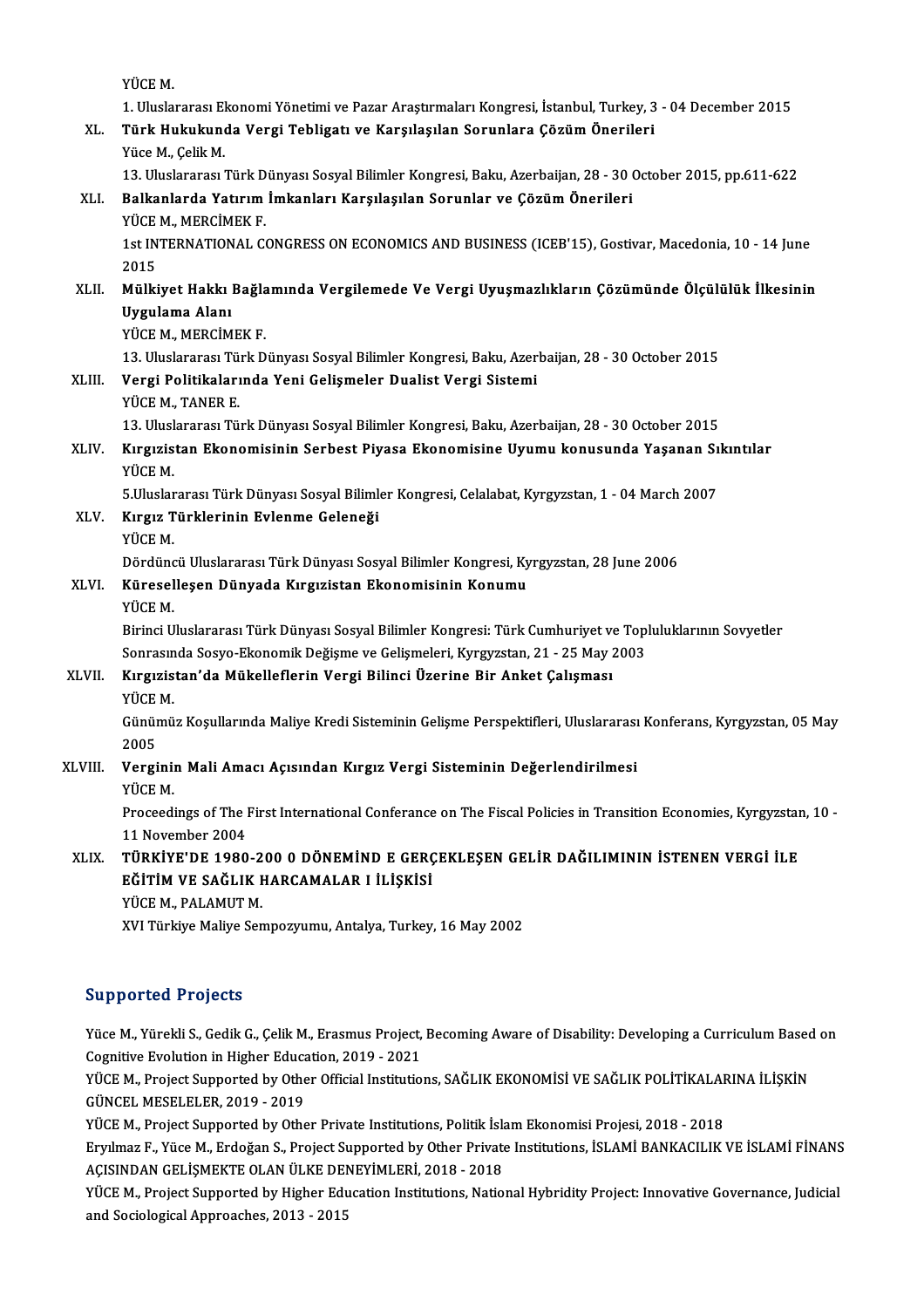YÜCE M.
1. Uluslararası Ekonomi Yönetimi ve Pazar Araştırmaları Kongresi, İstanbul, Turkey, 3 - 04 December 2015

XL. **Türk Hukukunda Vergi Tebligatı ve Karşılaşılan Sorunlara Çözüm Önerileri**
Yüce M., Çelik M.
13. Uluslararası Türk Dünyası Sosyal Bilimler Kongresi, Baku, Azerbaijan, 28 - 30 October 2015, pp.611-622

XLI. **Balkanlarda Yatırım İmkanları Karşılaşılan Sorunlar ve Çözüm Önerileri**
YÜCE M., MERCİMEK F.
1st INTERNATIONAL CONGRESS ON ECONOMICS AND BUSINESS (ICEB'15), Gostivar, Macedonia, 10 - 14 June 2015

XLII. **Mülkiyet Hakkı Bağlamında Vergilemede Ve Vergi Uyuşmazlıkların Çözümünde Ölçülülük İlkesinin Uygulama Alanı**
YÜCE M., MERCİMEK F.
13. Uluslararası Türk Dünyası Sosyal Bilimler Kongresi, Baku, Azerbaijan, 28 - 30 October 2015

XLIII. **Vergi Politikalarında Yeni Gelişmeler Dualist Vergi Sistemi**
YÜCE M., TANER E.
13. Uluslararası Türk Dünyası Sosyal Bilimler Kongresi, Baku, Azerbaijan, 28 - 30 October 2015

XLIV. **Kırgızistan Ekonomisinin Serbest Piyasa Ekonomisine Uyumu konusunda Yaşanan Sıkıntılar**
YÜCE M.
5.Uluslararası Türk Dünyası Sosyal Bilimler Kongresi, Celalabat, Kyrgyzstan, 1 - 04 March 2007

XLV. **Kırgız Türklerinin Evlenme Geleneği**
YÜCE M.
Dördüncü Uluslararası Türk Dünyası Sosyal Bilimler Kongresi, Kyrgyzstan, 28 June 2006

XLVI. **Küreselleşen Dünyada Kırgızistan Ekonomisinin Konumu**
YÜCE M.
Birinci Uluslararası Türk Dünyası Sosyal Bilimler Kongresi: Türk Cumhuriyet ve Topluluklarının Sovyetler Sonrasında Sosyo-Ekonomik Değişme ve Gelişmeleri, Kyrgyzstan, 21 - 25 May 2003

XLVII. **Kırgızistan'da Mükelleflerin Vergi Bilinci Üzerine Bir Anket Çalışması**
YÜCE M.
Günümüz Koşullarında Maliye Kredi Sisteminin Gelişme Perspektifleri, Uluslararası Konferans, Kyrgyzstan, 05 May 2005

XLVIII. **Verginin Mali Amacı Açısından Kırgız Vergi Sisteminin Değerlendirilmesi**
YÜCE M.
Proceedings of The First International Conferance on The Fiscal Policies in Transition Economies, Kyrgyzstan, 10 - 11 November 2004

XLIX. **TÜRKİYE'DE 1980-200 0 DÖNEMİND E GERÇEKLEŞEN GELİR DAĞILIMININ İSTENEN VERGİ İLE EĞİTİM VE SAĞLIK HARCAMALAR I İLİŞKİSİ**
YÜCE M., PALAMUT M.
XVI Türkiye Maliye Sempozyumu, Antalya, Turkey, 16 May 2002

## Supported Projects

Yüce M., Yürekli S., Gedik G., Çelik M., Erasmus Project, Becoming Aware of Disability: Developing a Curriculum Based on Cognitive Evolution in Higher Education, 2019 - 2021

YÜCE M., Project Supported by Other Official Institutions, SAĞLIK EKONOMİSİ VE SAĞLIK POLİTİKALARINA İLİŞKİN GÜNCEL MESELELER, 2019 - 2019

YÜCE M., Project Supported by Other Private Institutions, Politik İslam Ekonomisi Projesi, 2018 - 2018

Eryılmaz F., Yüce M., Erdoğan S., Project Supported by Other Private Institutions, İSLAMİ BANKACILIK VE İSLAMİ FİNANS AÇISINDAN GELİŞMEKTE OLAN ÜLKE DENEYİMLERİ, 2018 - 2018

YÜCE M., Project Supported by Higher Education Institutions, National Hybridity Project: Innovative Governance, Judicial and Sociological Approaches, 2013 - 2015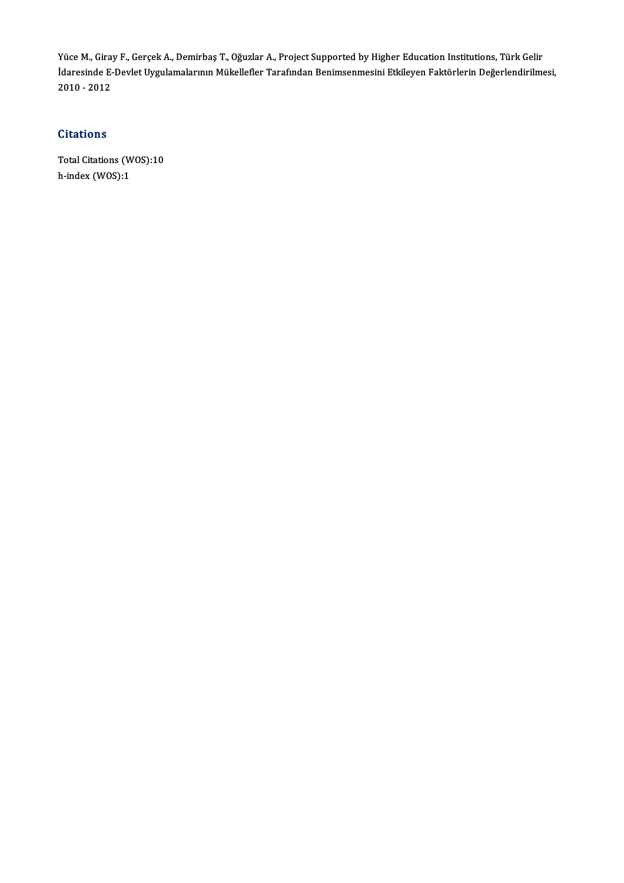Yüce M., Giray F., Gerçek A., Demirbaş T., Oğuzlar A., Project Supported by Higher Education Institutions, Türk Gelir İdaresinde E-Devlet Uygulamalarının Mükellefler Tarafından Benimsenmesini Etkileyen Faktörlerin Değerlendirilmesi, 2010 - 2012

## Citations

Total Citations (WOS):10
h-index (WOS):1